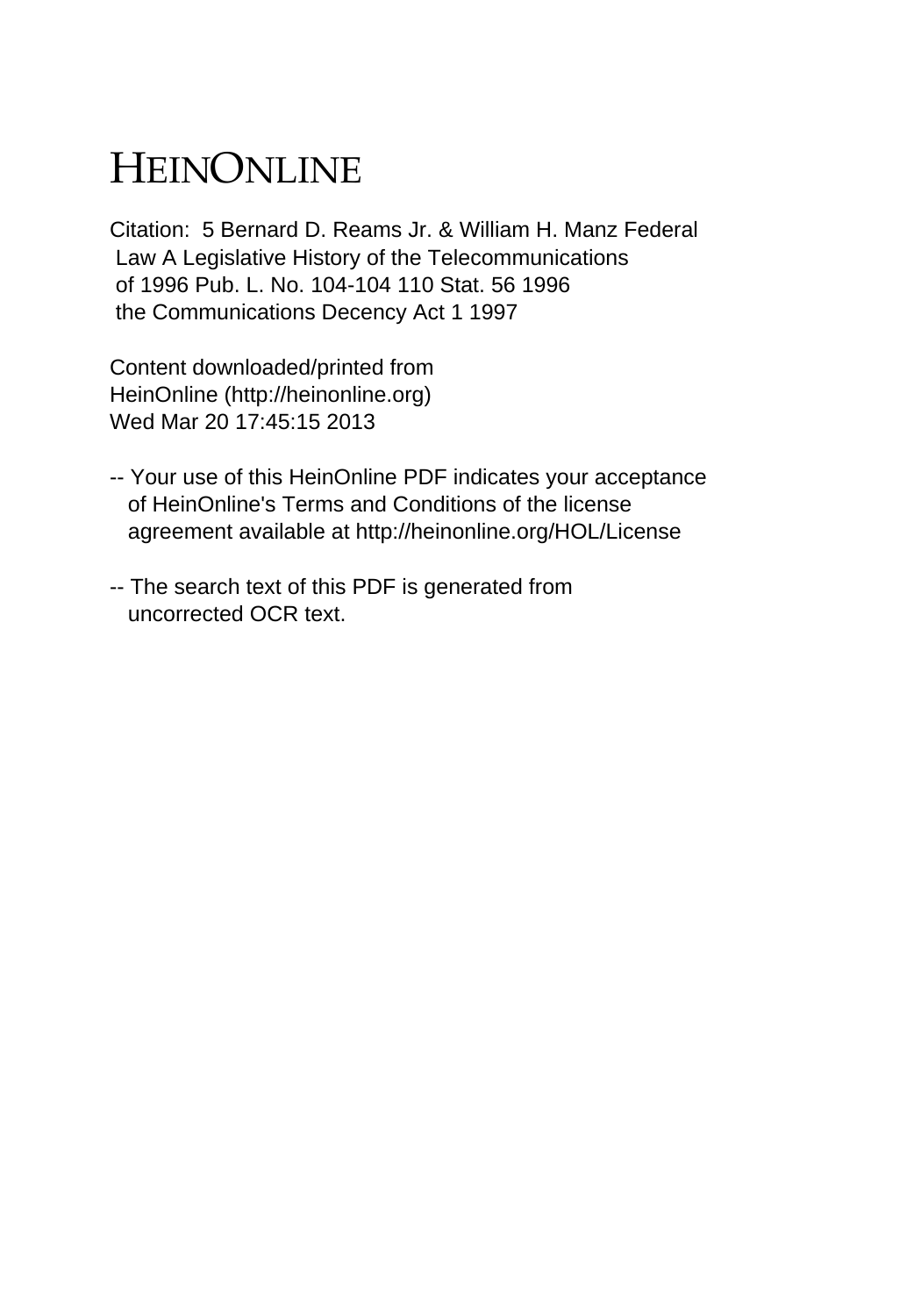# HEINONLINE

Citation: 5 Bernard D. Reams Jr. & William H. Manz Federal Law A Legislative History of the Telecommunications of 1996 Pub. L. No. 104-104 110 Stat. 56 1996 the Communications Decency Act 1 1997

Content downloaded/printed from HeinOnline (http://heinonline.org) Wed Mar 20 17:45:15 2013

-- Your use of this HeinOnline PDF indicates your acceptance of HeinOnline's Terms and Conditions of the license agreement available at http://heinonline.org/HOL/License

-- The search text of this PDF is generated from uncorrected OCR text.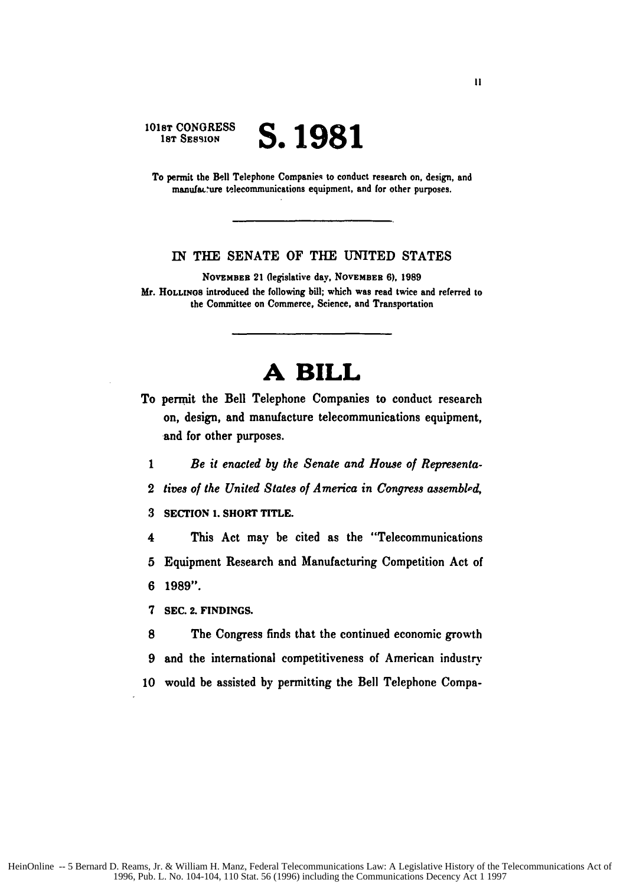101ST CONGRESS
1ST SESSION

# S. 1981

To permit the Bell Telephone Companies to conduct research on, design, and manufacture telecommunications equipment, and for other purposes.

---

IN THE SENATE OF THE UNITED STATES

NOVEMBER 21 (legislative day, NOVEMBER 6), 1989

Mr. HOLLINGS introduced the following bill; which was read twice and referred to the Committee on Commerce, Science, and Transportation

---

# A BILL

To permit the Bell Telephone Companies to conduct research on, design, and manufacture telecommunications equipment, and for other purposes.

1 *Be it enacted by the Senate and House of Representa-*
2 *tives of the United States of America in Congress assembled,*
3 **SECTION 1. SHORT TITLE.**
4 This Act may be cited as the "Telecommunications
5 Equipment Research and Manufacturing Competition Act of
6 1989".
7 **SEC. 2. FINDINGS.**
8 The Congress finds that the continued economic growth
9 and the international competitiveness of American industry
10 would be assisted by permitting the Bell Telephone Compa-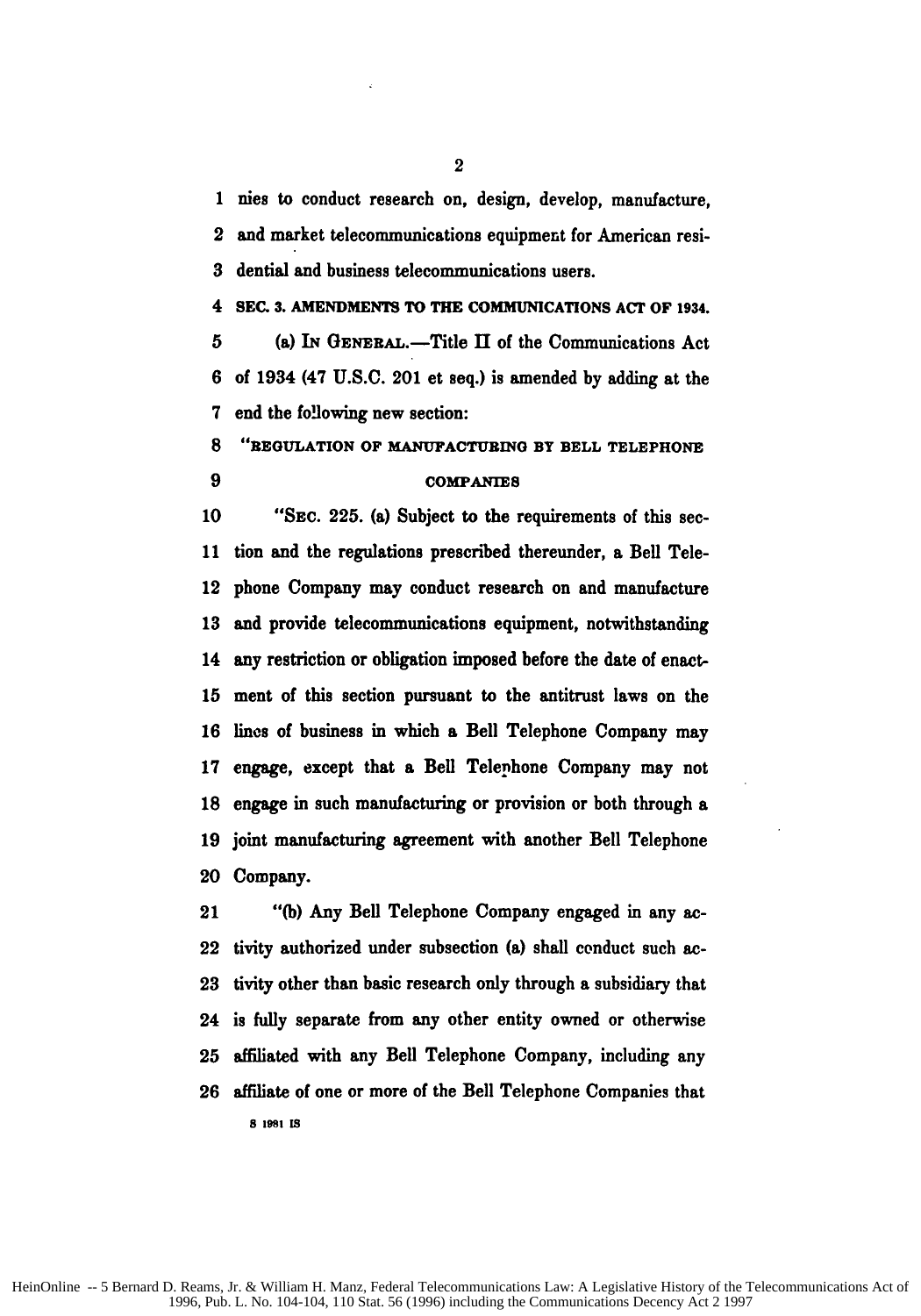nies to conduct research on, design, develop, manufacture, and market telecommunications equipment for American residential and business telecommunications users.

**SEC. 3. AMENDMENTS TO THE COMMUNICATIONS ACT OF 1934.**

(a) IN GENERAL.—Title II of the Communications Act of 1934 (47 U.S.C. 201 et seq.) is amended by adding at the end the following new section:

"REGULATION OF MANUFACTURING BY BELL TELEPHONE COMPANIES

"SEC. 225. (a) Subject to the requirements of this section and the regulations prescribed thereunder, a Bell Telephone Company may conduct research on and manufacture and provide telecommunications equipment, notwithstanding any restriction or obligation imposed before the date of enactment of this section pursuant to the antitrust laws on the lines of business in which a Bell Telephone Company may engage, except that a Bell Telephone Company may not engage in such manufacturing or provision or both through a joint manufacturing agreement with another Bell Telephone Company.

"(b) Any Bell Telephone Company engaged in any activity authorized under subsection (a) shall conduct such activity other than basic research only through a subsidiary that is fully separate from any other entity owned or otherwise affiliated with any Bell Telephone Company, including any affiliate of one or more of the Bell Telephone Companies that

S 1981 IS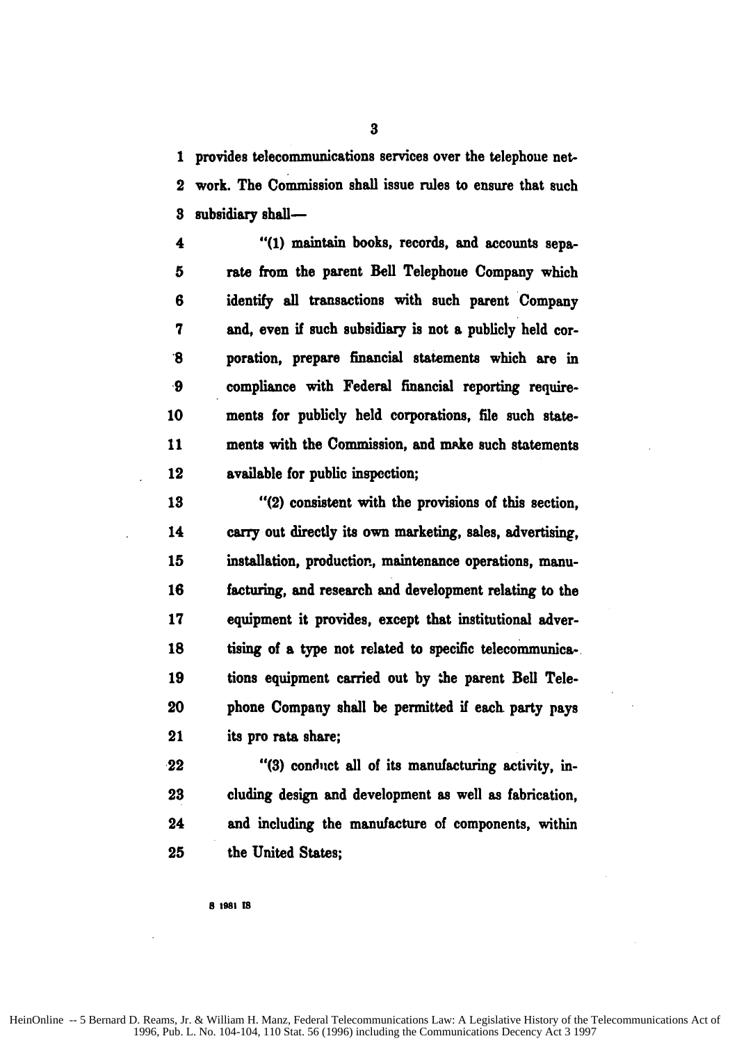provides telecommunications services over the telephone network. The Commission shall issue rules to ensure that such subsidiary shall—

"(1) maintain books, records, and accounts separate from the parent Bell Telephone Company which identify all transactions with such parent Company and, even if such subsidiary is not a publicly held corporation, prepare financial statements which are in compliance with Federal financial reporting requirements for publicly held corporations, file such statements with the Commission, and make such statements available for public inspection;

"(2) consistent with the provisions of this section, carry out directly its own marketing, sales, advertising, installation, production, maintenance operations, manufacturing, and research and development relating to the equipment it provides, except that institutional advertising of a type not related to specific telecommunications equipment carried out by the parent Bell Telephone Company shall be permitted if each party pays its pro rata share;

"(3) conduct all of its manufacturing activity, including design and development as well as fabrication, and including the manufacture of components, within the United States;

S 1981 IS

HeinOnline -- 5 Bernard D. Reams, Jr. & William H. Manz, Federal Telecommunications Law: A Legislative History of the Telecommunications Act of 1996, Pub. L. No. 104-104, 110 Stat. 56 (1996) including the Communications Decency Act 3 1997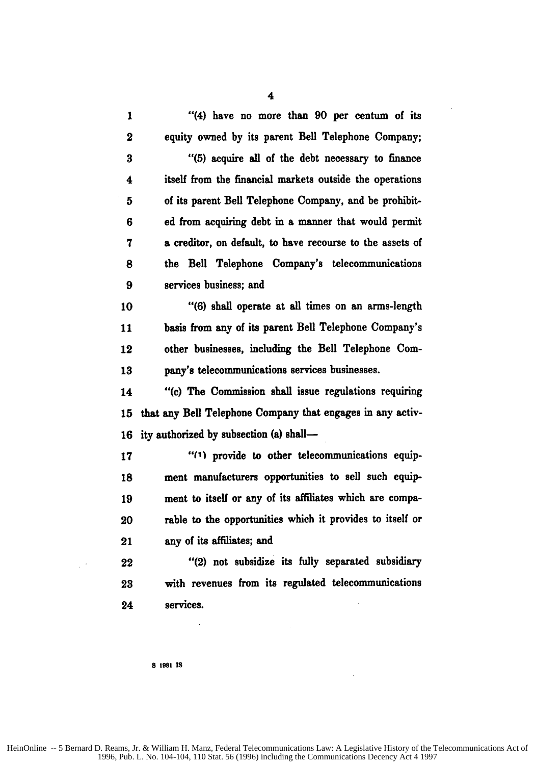"(4) have no more than 90 per centum of its equity owned by its parent Bell Telephone Company;

"(5) acquire all of the debt necessary to finance itself from the financial markets outside the operations of its parent Bell Telephone Company, and be prohibited from acquiring debt in a manner that would permit a creditor, on default, to have recourse to the assets of the Bell Telephone Company's telecommunications services business; and

"(6) shall operate at all times on an arms-length basis from any of its parent Bell Telephone Company's other businesses, including the Bell Telephone Company's telecommunications services businesses.

"(c) The Commission shall issue regulations requiring that any Bell Telephone Company that engages in any activity authorized by subsection (a) shall—

"(1) provide to other telecommunications equipment manufacturers opportunities to sell such equipment to itself or any of its affiliates which are comparable to the opportunities which it provides to itself or any of its affiliates; and

"(2) not subsidize its fully separated subsidiary with revenues from its regulated telecommunications services.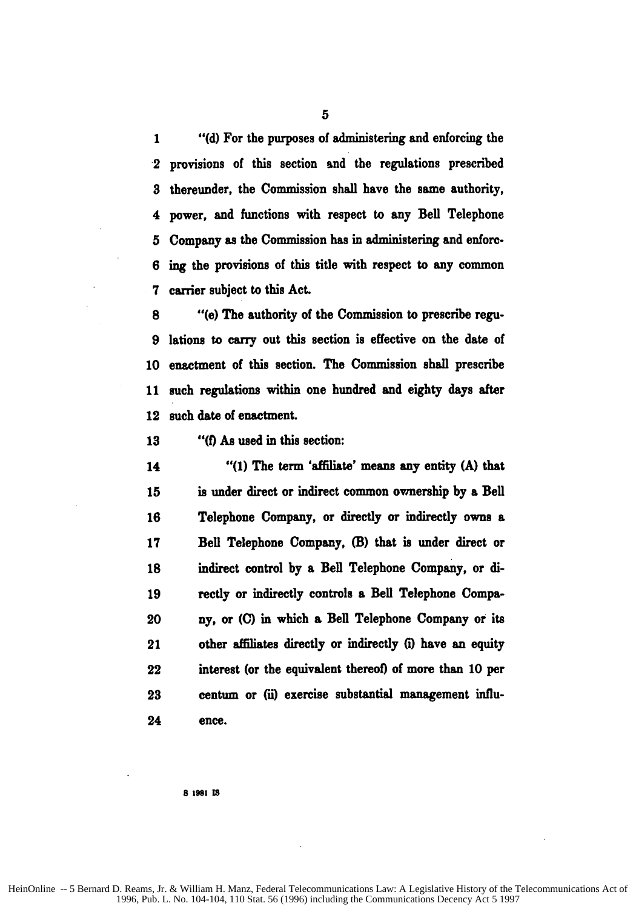"(d) For the purposes of administering and enforcing the provisions of this section and the regulations prescribed thereunder, the Commission shall have the same authority, power, and functions with respect to any Bell Telephone Company as the Commission has in administering and enforcing the provisions of this title with respect to any common carrier subject to this Act.

"(e) The authority of the Commission to prescribe regulations to carry out this section is effective on the date of enactment of this section. The Commission shall prescribe such regulations within one hundred and eighty days after such date of enactment.

"(f) As used in this section:

"(1) The term 'affiliate' means any entity (A) that is under direct or indirect common ownership by a Bell Telephone Company, or directly or indirectly owns a Bell Telephone Company, (B) that is under direct or indirect control by a Bell Telephone Company, or directly or indirectly controls a Bell Telephone Company, or (C) in which a Bell Telephone Company or its other affiliates directly or indirectly (i) have an equity interest (or the equivalent thereof) of more than 10 per centum or (ii) exercise substantial management influence.

S 1981 IS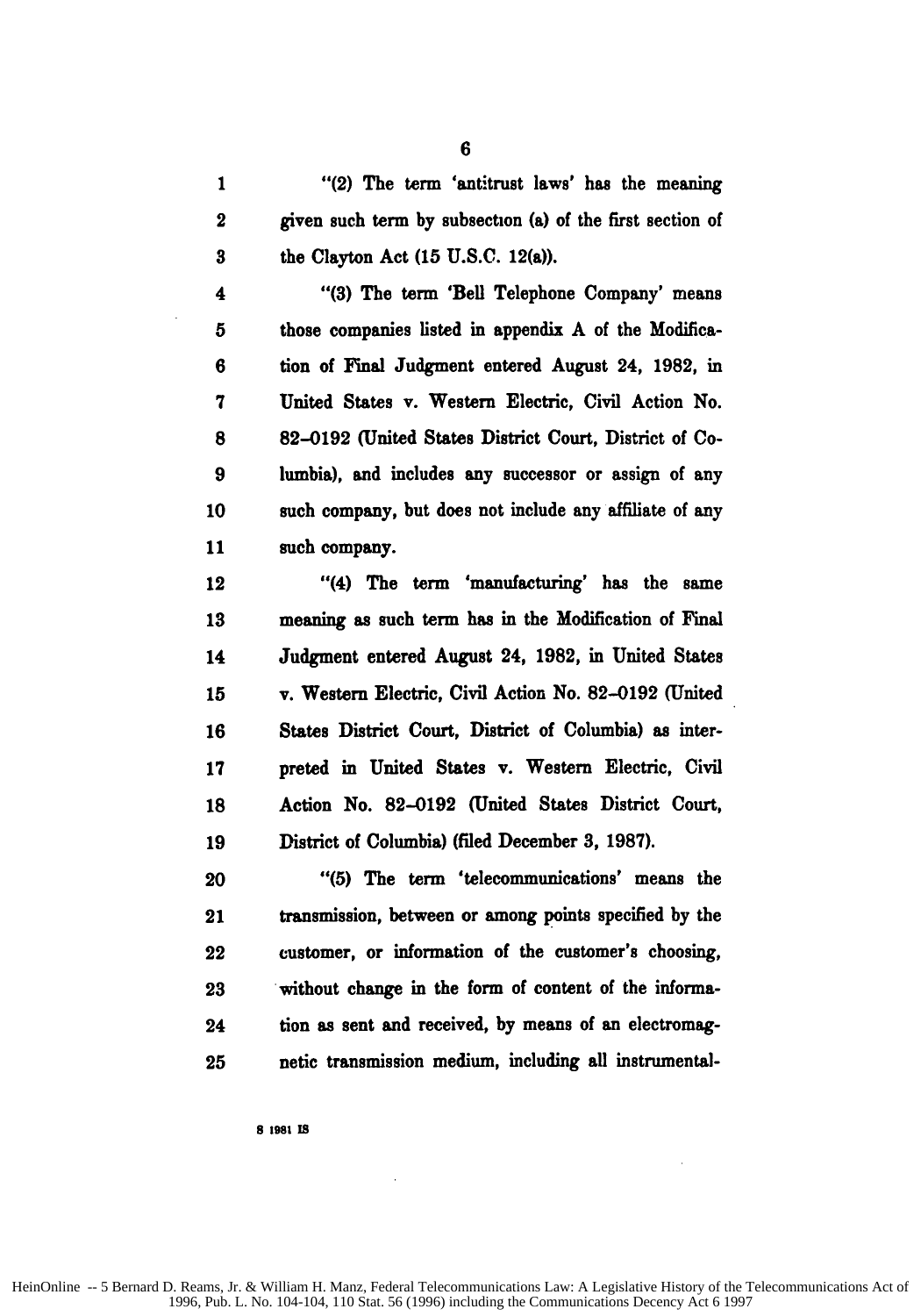"(2) The term 'antitrust laws' has the meaning given such term by subsection (a) of the first section of the Clayton Act (15 U.S.C. 12(a)).

"(3) The term 'Bell Telephone Company' means those companies listed in appendix A of the Modification of Final Judgment entered August 24, 1982, in United States v. Western Electric, Civil Action No. 82–0192 (United States District Court, District of Columbia), and includes any successor or assign of any such company, but does not include any affiliate of any such company.

"(4) The term 'manufacturing' has the same meaning as such term has in the Modification of Final Judgment entered August 24, 1982, in United States v. Western Electric, Civil Action No. 82–0192 (United States District Court, District of Columbia) as interpreted in United States v. Western Electric, Civil Action No. 82–0192 (United States District Court, District of Columbia) (filed December 3, 1987).

"(5) The term 'telecommunications' means the transmission, between or among points specified by the customer, or information of the customer's choosing, without change in the form of content of the information as sent and received, by means of an electromagnetic transmission medium, including all instrumental-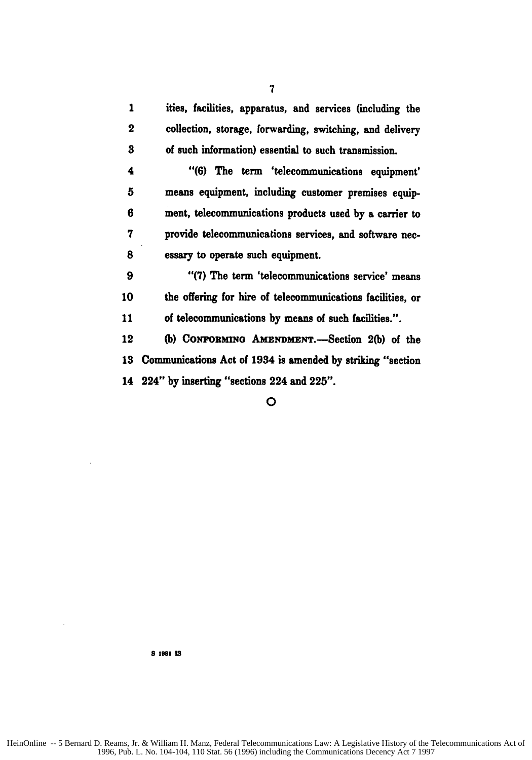ities, facilities, apparatus, and services (including the collection, storage, forwarding, switching, and delivery of such information) essential to such transmission.

"(6) The term 'telecommunications equipment' means equipment, including customer premises equipment, telecommunications products used by a carrier to provide telecommunications services, and software necessary to operate such equipment.

"(7) The term 'telecommunications service' means the offering for hire of telecommunications facilities, or of telecommunications by means of such facilities.".

(b) CONFORMING AMENDMENT.—Section 2(b) of the Communications Act of 1934 is amended by striking "section 224" by inserting "sections 224 and 225".

O

S 1981 IS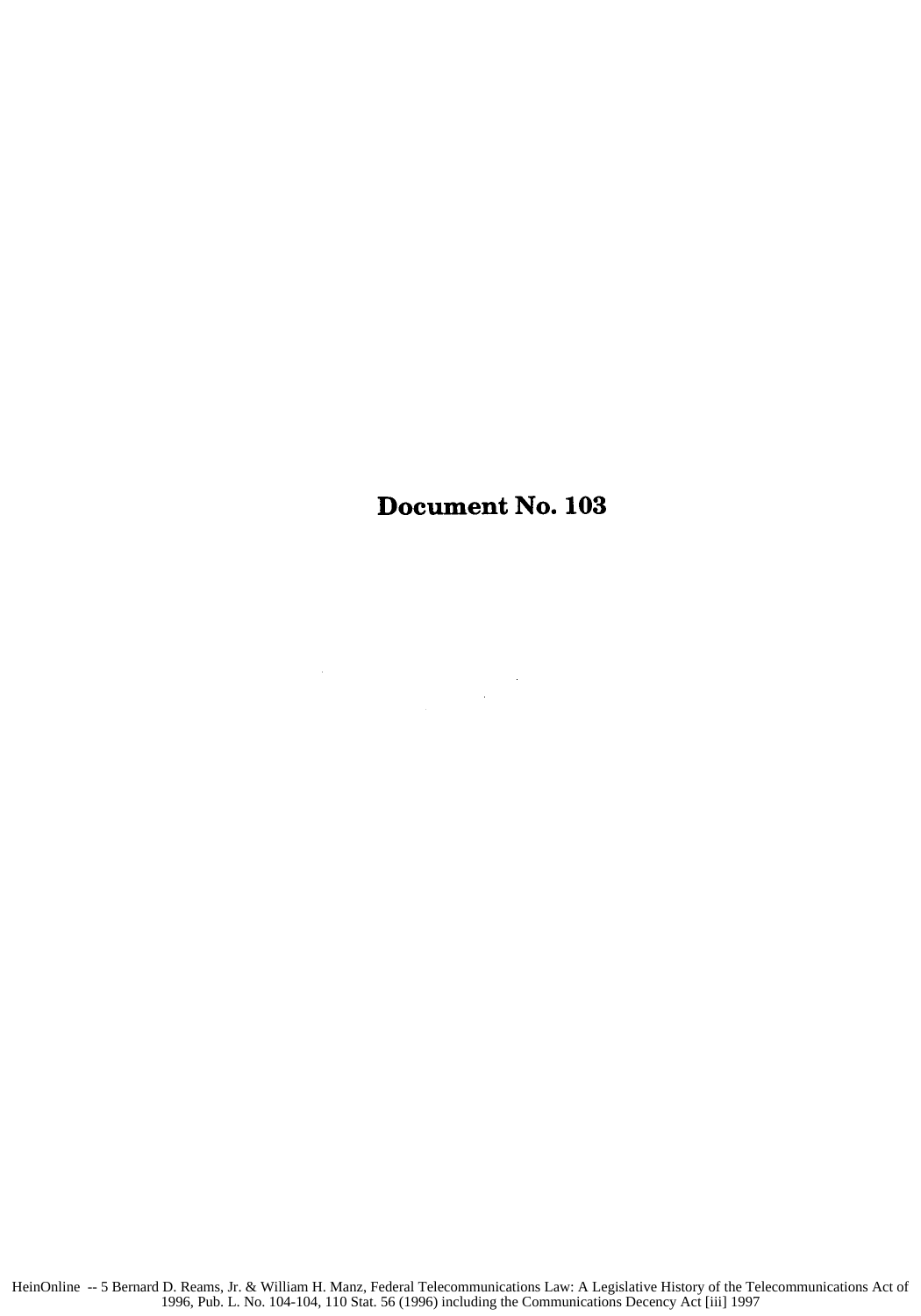# Document No. 103